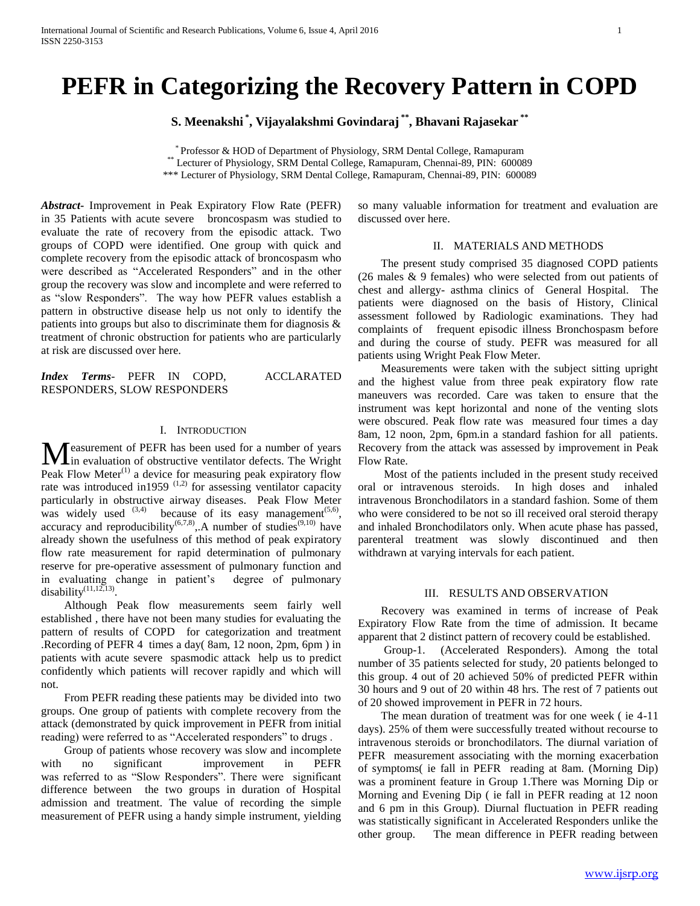# PEFR in Categorizing the Recovery Pattern in COPD

**S. Meenakshi [*], Vijayalakshmi Govindaraj [**], Bhavani Rajasekar [**]**

[*] Professor & HOD of Department of Physiology, SRM Dental College, Ramapuram
[**] Lecturer of Physiology, SRM Dental College, Ramapuram, Chennai-89, PIN: 600089
*** Lecturer of Physiology, SRM Dental College, Ramapuram, Chennai-89, PIN: 600089

***Abstract*-** Improvement in Peak Expiratory Flow Rate (PEFR) in 35 Patients with acute severe broncospasm was studied to evaluate the rate of recovery from the episodic attack. Two groups of COPD were identified. One group with quick and complete recovery from the episodic attack of broncospasm who were described as "Accelerated Responders" and in the other group the recovery was slow and incomplete and were referred to as "slow Responders". The way how PEFR values establish a pattern in obstructive disease help us not only to identify the patients into groups but also to discriminate them for diagnosis & treatment of chronic obstruction for patients who are particularly at risk are discussed over here.

***Index Terms*-** PEFR IN COPD, ACCLARATED RESPONDERS, SLOW RESPONDERS

## I. Introduction

Measurement of PEFR has been used for a number of years in evaluation of obstructive ventilator defects. The Wright Peak Flow Meter[1] a device for measuring peak expiratory flow rate was introduced in1959 [1,2] for assessing ventilator capacity particularly in obstructive airway diseases. Peak Flow Meter was widely used [3,4] because of its easy management[5,6], accuracy and reproducibility[6,7,8],.A number of studies[9,10] have already shown the usefulness of this method of peak expiratory flow rate measurement for rapid determination of pulmonary reserve for pre-operative assessment of pulmonary function and in evaluating change in patient's degree of pulmonary disability[11,12,13].

Although Peak flow measurements seem fairly well established , there have not been many studies for evaluating the pattern of results of COPD for categorization and treatment .Recording of PEFR 4 times a day( 8am, 12 noon, 2pm, 6pm ) in patients with acute severe spasmodic attack help us to predict confidently which patients will recover rapidly and which will not.

From PEFR reading these patients may be divided into two groups. One group of patients with complete recovery from the attack (demonstrated by quick improvement in PEFR from initial reading) were referred to as "Accelerated responders" to drugs .

Group of patients whose recovery was slow and incomplete with no significant improvement in PEFR was referred to as "Slow Responders". There were significant difference between the two groups in duration of Hospital admission and treatment. The value of recording the simple measurement of PEFR using a handy simple instrument, yielding so many valuable information for treatment and evaluation are discussed over here.

## II. Materials and Methods

The present study comprised 35 diagnosed COPD patients (26 males & 9 females) who were selected from out patients of chest and allergy- asthma clinics of General Hospital. The patients were diagnosed on the basis of History, Clinical assessment followed by Radiologic examinations. They had complaints of frequent episodic illness Bronchospasm before and during the course of study. PEFR was measured for all patients using Wright Peak Flow Meter.

Measurements were taken with the subject sitting upright and the highest value from three peak expiratory flow rate maneuvers was recorded. Care was taken to ensure that the instrument was kept horizontal and none of the venting slots were obscured. Peak flow rate was measured four times a day 8am, 12 noon, 2pm, 6pm.in a standard fashion for all patients. Recovery from the attack was assessed by improvement in Peak Flow Rate.

Most of the patients included in the present study received oral or intravenous steroids. In high doses and inhaled intravenous Bronchodilators in a standard fashion. Some of them who were considered to be not so ill received oral steroid therapy and inhaled Bronchodilators only. When acute phase has passed, parenteral treatment was slowly discontinued and then withdrawn at varying intervals for each patient.

## III. Results and Observation

Recovery was examined in terms of increase of Peak Expiratory Flow Rate from the time of admission. It became apparent that 2 distinct pattern of recovery could be established.

Group-1. (Accelerated Responders). Among the total number of 35 patients selected for study, 20 patients belonged to this group. 4 out of 20 achieved 50% of predicted PEFR within 30 hours and 9 out of 20 within 48 hrs. The rest of 7 patients out of 20 showed improvement in PEFR in 72 hours.

The mean duration of treatment was for one week ( ie 4-11 days). 25% of them were successfully treated without recourse to intravenous steroids or bronchodilators. The diurnal variation of PEFR measurement associating with the morning exacerbation of symptoms( ie fall in PEFR reading at 8am. (Morning Dip) was a prominent feature in Group 1.There was Morning Dip or Morning and Evening Dip ( ie fall in PEFR reading at 12 noon and 6 pm in this Group). Diurnal fluctuation in PEFR reading was statistically significant in Accelerated Responders unlike the other group. The mean difference in PEFR reading between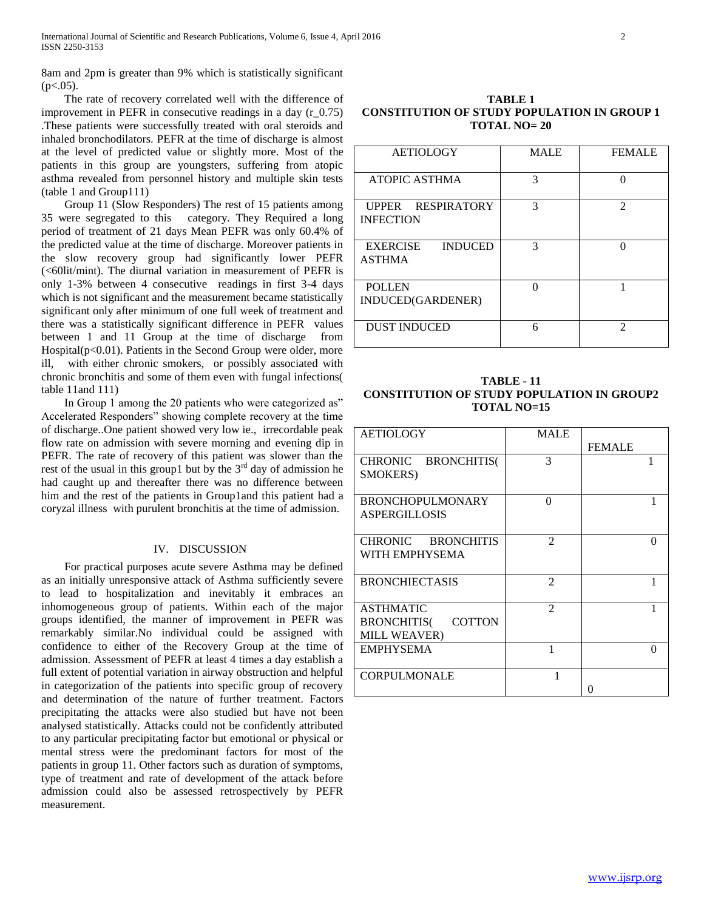8am and 2pm is greater than 9% which is statistically significant ($p<.05$).

The rate of recovery correlated well with the difference of improvement in PEFR in consecutive readings in a day (r_0.75) .These patients were successfully treated with oral steroids and inhaled bronchodilators. PEFR at the time of discharge is almost at the level of predicted value or slightly more. Most of the patients in this group are youngsters, suffering from atopic asthma revealed from personnel history and multiple skin tests (table 1 and Group111)

Group 11 (Slow Responders) The rest of 15 patients among 35 were segregated to this category. They Required a long period of treatment of 21 days Mean PEFR was only 60.4% of the predicted value at the time of discharge. Moreover patients in the slow recovery group had significantly lower PEFR (<60lit/mint). The diurnal variation in measurement of PEFR is only 1-3% between 4 consecutive readings in first 3-4 days which is not significant and the measurement became statistically significant only after minimum of one full week of treatment and there was a statistically significant difference in PEFR values between 1 and 11 Group at the time of discharge from Hospital($p<0.01$). Patients in the Second Group were older, more ill, with either chronic smokers, or possibly associated with chronic bronchitis and some of them even with fungal infections( table 11and 111)

In Group 1 among the 20 patients who were categorized as" Accelerated Responders" showing complete recovery at the time of discharge..One patient showed very low ie., irrecordable peak flow rate on admission with severe morning and evening dip in PEFR. The rate of recovery of this patient was slower than the rest of the usual in this group1 but by the 3rd day of admission he had caught up and thereafter there was no difference between him and the rest of the patients in Group1and this patient had a coryzal illness with purulent bronchitis at the time of admission.

## IV. DISCUSSION

For practical purposes acute severe Asthma may be defined as an initially unresponsive attack of Asthma sufficiently severe to lead to hospitalization and inevitably it embraces an inhomogeneous group of patients. Within each of the major groups identified, the manner of improvement in PEFR was remarkably similar.No individual could be assigned with confidence to either of the Recovery Group at the time of admission. Assessment of PEFR at least 4 times a day establish a full extent of potential variation in airway obstruction and helpful in categorization of the patients into specific group of recovery and determination of the nature of further treatment. Factors precipitating the attacks were also studied but have not been analysed statistically. Attacks could not be confidently attributed to any particular precipitating factor but emotional or physical or mental stress were the predominant factors for most of the patients in group 11. Other factors such as duration of symptoms, type of treatment and rate of development of the attack before admission could also be assessed retrospectively by PEFR measurement.

**TABLE 1**
**CONSTITUTION OF STUDY POPULATION IN GROUP 1**
**TOTAL NO= 20**

| AETIOLOGY | MALE | FEMALE |
|---|---|---|
| ATOPIC ASTHMA | 3 | 0 |
| UPPER RESPIRATORY INFECTION | 3 | 2 |
| EXERCISE INDUCED ASTHMA | 3 | 0 |
| POLLEN INDUCED(GARDENER) | 0 | 1 |
| DUST INDUCED | 6 | 2 |

**TABLE - 11**
**CONSTITUTION OF STUDY POPULATION IN GROUP2**
**TOTAL NO=15**

| AETIOLOGY | MALE | FEMALE |
|---|---|---|
| CHRONIC BRONCHITIS( SMOKERS) | 3 | 1 |
| BRONCHOPULMONARY ASPERGILLOSIS | 0 | 1 |
| CHRONIC BRONCHITIS WITH EMPHYSEMA | 2 | 0 |
| BRONCHIECTASIS | 2 | 1 |
| ASTHMATIC BRONCHITIS( COTTON MILL WEAVER) | 2 | 1 |
| EMPHYSEMA | 1 | 0 |
| CORPULMONALE | 1 | 0 |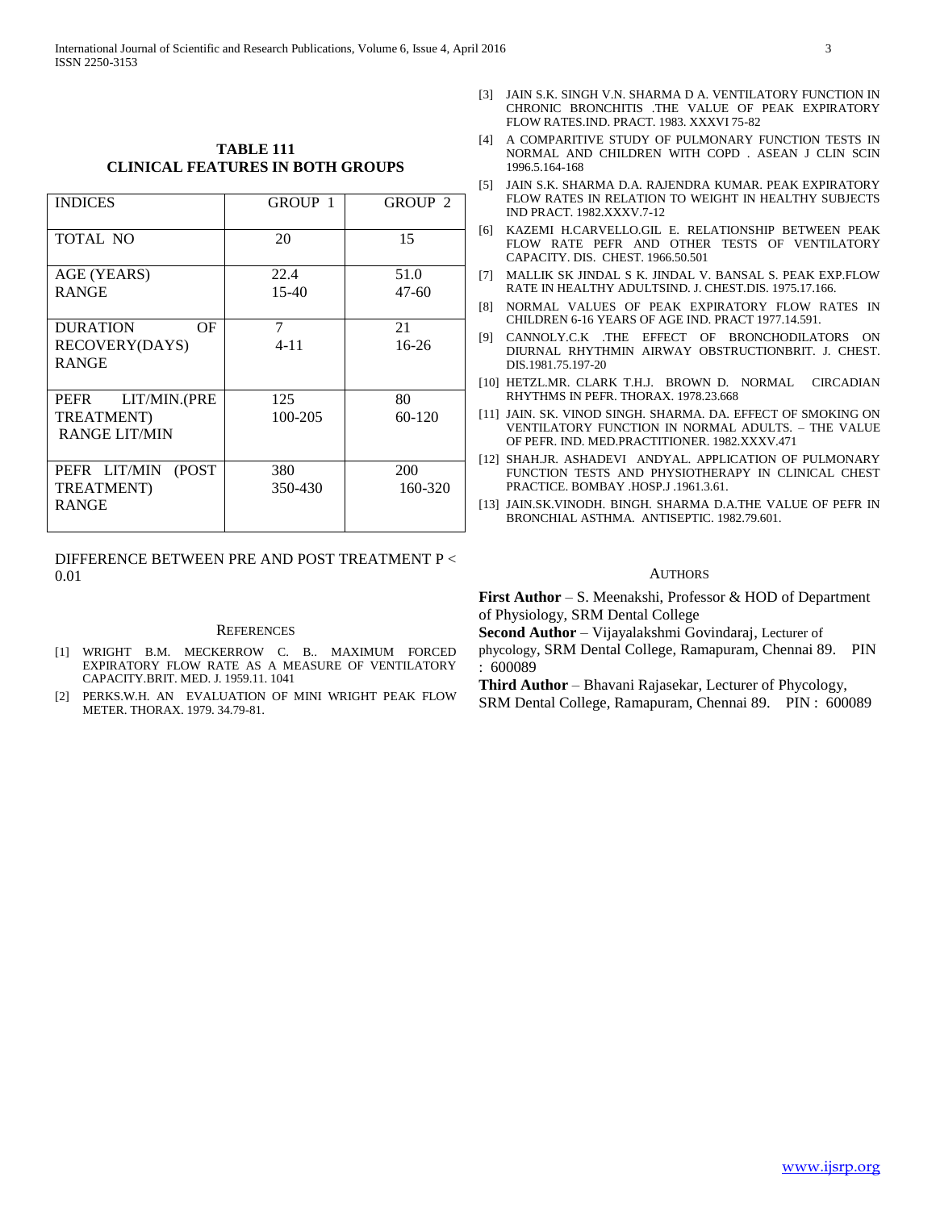**TABLE 111**
**CLINICAL FEATURES IN BOTH GROUPS**

| INDICES | GROUP 1 | GROUP 2 |
|---|---|---|
| TOTAL NO | 20 | 15 |
| AGE (YEARS) RANGE | 22.4 15-40 | 51.0 47-60 |
| DURATION OF RECOVERY(DAYS) RANGE | 7 4-11 | 21 16-26 |
| PEFR LIT/MIN.(PRE TREATMENT) RANGE LIT/MIN | 125 100-205 | 80 60-120 |
| PEFR LIT/MIN (POST TREATMENT) RANGE | 380 350-430 | 200 160-320 |

DIFFERENCE BETWEEN PRE AND POST TREATMENT $P < 0.01$

## REFERENCES

[1] WRIGHT B.M. MECKERROW C. B.. MAXIMUM FORCED EXPIRATORY FLOW RATE AS A MEASURE OF VENTILATORY CAPACITY.BRIT. MED. J. 1959.11. 1041

[2] PERKS.W.H. AN EVALUATION OF MINI WRIGHT PEAK FLOW METER. THORAX. 1979. 34.79-81.

[3] JAIN S.K. SINGH V.N. SHARMA D A. VENTILATORY FUNCTION IN CHRONIC BRONCHITIS .THE VALUE OF PEAK EXPIRATORY FLOW RATES.IND. PRACT. 1983. XXXVI 75-82

[4] A COMPARITIVE STUDY OF PULMONARY FUNCTION TESTS IN NORMAL AND CHILDREN WITH COPD . ASEAN J CLIN SCIN 1996.5.164-168

[5] JAIN S.K. SHARMA D.A. RAJENDRA KUMAR. PEAK EXPIRATORY FLOW RATES IN RELATION TO WEIGHT IN HEALTHY SUBJECTS IND PRACT. 1982.XXXV.7-12

[6] KAZEMI H.CARVELLO.GIL E. RELATIONSHIP BETWEEN PEAK FLOW RATE PEFR AND OTHER TESTS OF VENTILATORY CAPACITY. DIS. CHEST. 1966.50.501

[7] MALLIK SK JINDAL S K. JINDAL V. BANSAL S. PEAK EXP.FLOW RATE IN HEALTHY ADULTSIND. J. CHEST.DIS. 1975.17.166.

[8] NORMAL VALUES OF PEAK EXPIRATORY FLOW RATES IN CHILDREN 6-16 YEARS OF AGE IND. PRACT 1977.14.591.

[9] CANNOLY.C.K .THE EFFECT OF BRONCHODILATORS ON DIURNAL RHYTHMIN AIRWAY OBSTRUCTIONBRIT. J. CHEST. DIS.1981.75.197-20

[10] HETZL.MR. CLARK T.H.J. BROWN D. NORMAL CIRCADIAN RHYTHMS IN PEFR. THORAX. 1978.23.668

[11] JAIN. SK. VINOD SINGH. SHARMA. DA. EFFECT OF SMOKING ON VENTILATORY FUNCTION IN NORMAL ADULTS. – THE VALUE OF PEFR. IND. MED.PRACTITIONER. 1982.XXXV.471

[12] SHAH.JR. ASHADEVI ANDYAL. APPLICATION OF PULMONARY FUNCTION TESTS AND PHYSIOTHERAPY IN CLINICAL CHEST PRACTICE. BOMBAY .HOSP.J .1961.3.61.

[13] JAIN.SK.VINODH. BINGH. SHARMA D.A.THE VALUE OF PEFR IN BRONCHIAL ASTHMA. ANTISEPTIC. 1982.79.601.

## AUTHORS

**First Author** – S. Meenakshi, Professor & HOD of Department of Physiology, SRM Dental College

**Second Author** – Vijayalakshmi Govindaraj, Lecturer of phycology, SRM Dental College, Ramapuram, Chennai 89. PIN : 600089

**Third Author** – Bhavani Rajasekar, Lecturer of Phycology, SRM Dental College, Ramapuram, Chennai 89. PIN : 600089